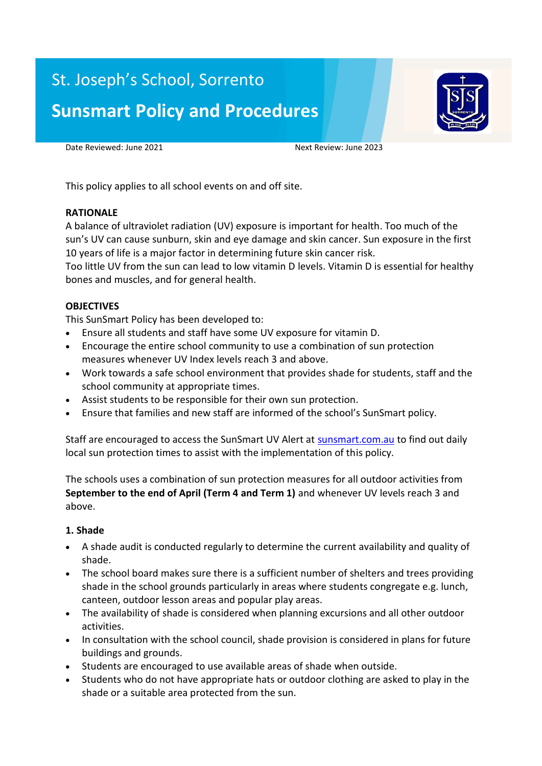St. Joseph's School, Sorrento

# Sunsmart Policy and Procedures

Date Reviewed: June 2021 Next Review: June 2023

This policy applies to all school events on and off site.

**RATIONALE**

A balance of ultraviolet radiation (UV) exposure is important for health. Too much of the sun's UV can cause sunburn, skin and eye damage and skin cancer. Sun exposure in the first 10 years of life is a major factor in determining future skin cancer risk.
Too little UV from the sun can lead to low vitamin D levels. Vitamin D is essential for healthy bones and muscles, and for general health.

**OBJECTIVES**

This SunSmart Policy has been developed to:

- Ensure all students and staff have some UV exposure for vitamin D.
- Encourage the entire school community to use a combination of sun protection measures whenever UV Index levels reach 3 and above.
- Work towards a safe school environment that provides shade for students, staff and the school community at appropriate times.
- Assist students to be responsible for their own sun protection.
- Ensure that families and new staff are informed of the school's SunSmart policy.

Staff are encouraged to access the SunSmart UV Alert at [sunsmart.com.au](sunsmart.com.au) to find out daily local sun protection times to assist with the implementation of this policy.

The schools uses a combination of sun protection measures for all outdoor activities from **September to the end of April (Term 4 and Term 1)** and whenever UV levels reach 3 and above.

**1. Shade**

- A shade audit is conducted regularly to determine the current availability and quality of shade.
- The school board makes sure there is a sufficient number of shelters and trees providing shade in the school grounds particularly in areas where students congregate e.g. lunch, canteen, outdoor lesson areas and popular play areas.
- The availability of shade is considered when planning excursions and all other outdoor activities.
- In consultation with the school council, shade provision is considered in plans for future buildings and grounds.
- Students are encouraged to use available areas of shade when outside.
- Students who do not have appropriate hats or outdoor clothing are asked to play in the shade or a suitable area protected from the sun.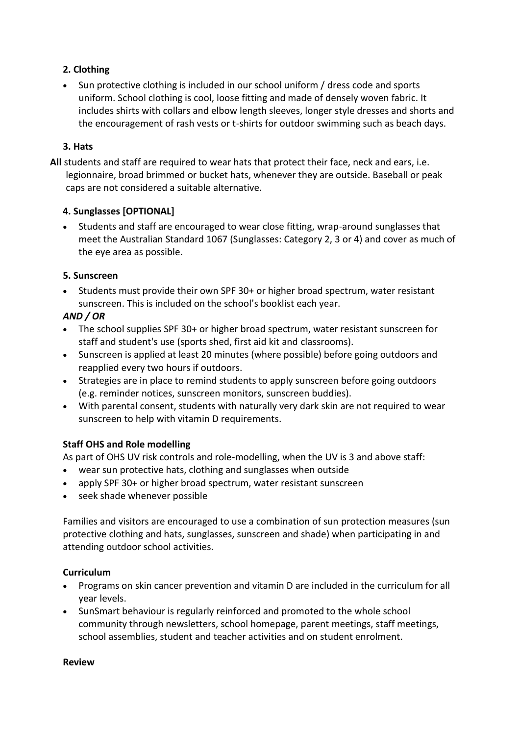### 2. Clothing

- Sun protective clothing is included in our school uniform / dress code and sports uniform. School clothing is cool, loose fitting and made of densely woven fabric. It includes shirts with collars and elbow length sleeves, longer style dresses and shorts and the encouragement of rash vests or t-shirts for outdoor swimming such as beach days.

### 3. Hats

**All** students and staff are required to wear hats that protect their face, neck and ears, i.e. legionnaire, broad brimmed or bucket hats, whenever they are outside. Baseball or peak caps are not considered a suitable alternative.

### 4. Sunglasses [OPTIONAL]

- Students and staff are encouraged to wear close fitting, wrap-around sunglasses that meet the Australian Standard 1067 (Sunglasses: Category 2, 3 or 4) and cover as much of the eye area as possible.

### 5. Sunscreen

- Students must provide their own SPF 30+ or higher broad spectrum, water resistant sunscreen. This is included on the school's booklist each year.

***AND / OR***

- The school supplies SPF 30+ or higher broad spectrum, water resistant sunscreen for staff and student's use (sports shed, first aid kit and classrooms).
- Sunscreen is applied at least 20 minutes (where possible) before going outdoors and reapplied every two hours if outdoors.
- Strategies are in place to remind students to apply sunscreen before going outdoors (e.g. reminder notices, sunscreen monitors, sunscreen buddies).
- With parental consent, students with naturally very dark skin are not required to wear sunscreen to help with vitamin D requirements.

**Staff OHS and Role modelling**

As part of OHS UV risk controls and role-modelling, when the UV is 3 and above staff:

- wear sun protective hats, clothing and sunglasses when outside
- apply SPF 30+ or higher broad spectrum, water resistant sunscreen
- seek shade whenever possible

Families and visitors are encouraged to use a combination of sun protection measures (sun protective clothing and hats, sunglasses, sunscreen and shade) when participating in and attending outdoor school activities.

**Curriculum**

- Programs on skin cancer prevention and vitamin D are included in the curriculum for all year levels.
- SunSmart behaviour is regularly reinforced and promoted to the whole school community through newsletters, school homepage, parent meetings, staff meetings, school assemblies, student and teacher activities and on student enrolment.

**Review**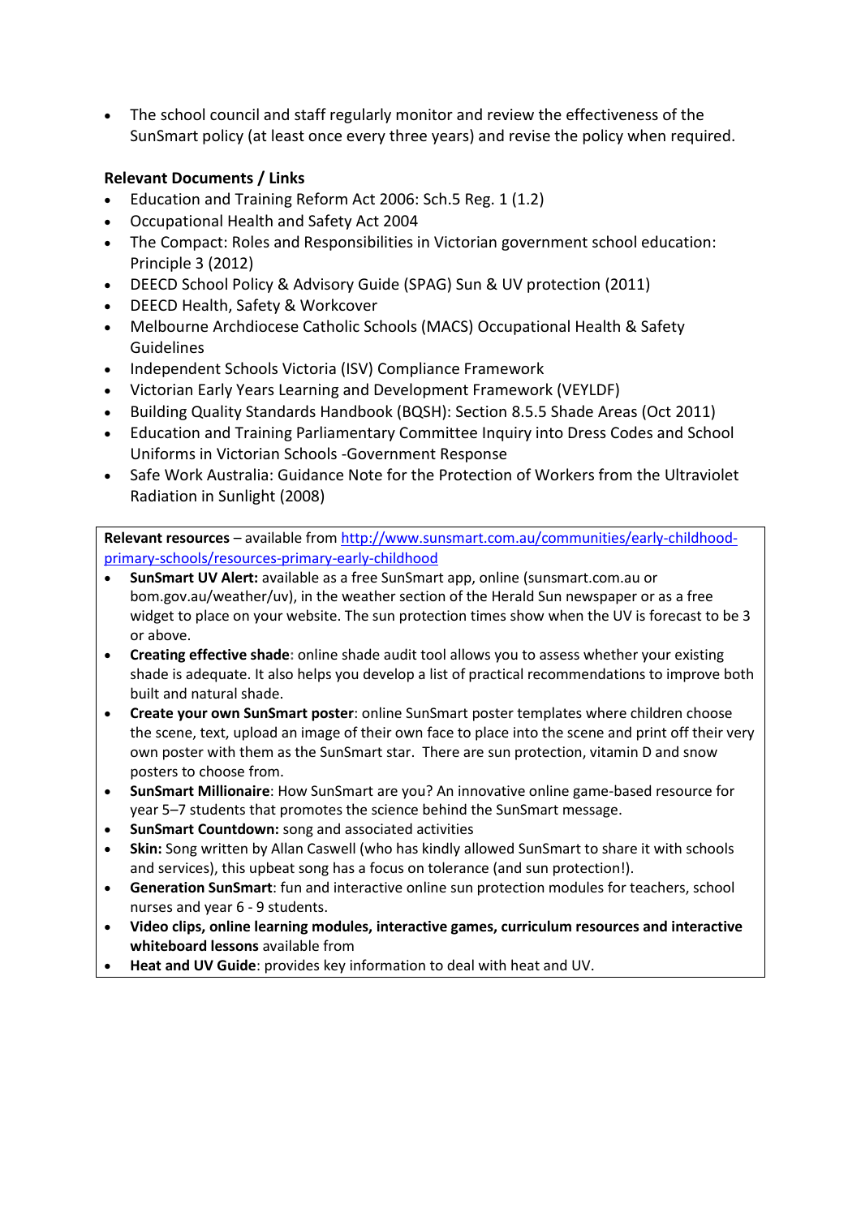- The school council and staff regularly monitor and review the effectiveness of the SunSmart policy (at least once every three years) and revise the policy when required.

**Relevant Documents / Links**

- Education and Training Reform Act 2006: Sch.5 Reg. 1 (1.2)
- Occupational Health and Safety Act 2004
- The Compact: Roles and Responsibilities in Victorian government school education: Principle 3 (2012)
- DEECD School Policy & Advisory Guide (SPAG) Sun & UV protection (2011)
- DEECD Health, Safety & Workcover
- Melbourne Archdiocese Catholic Schools (MACS) Occupational Health & Safety Guidelines
- Independent Schools Victoria (ISV) Compliance Framework
- Victorian Early Years Learning and Development Framework (VEYLDF)
- Building Quality Standards Handbook (BQSH): Section 8.5.5 Shade Areas (Oct 2011)
- Education and Training Parliamentary Committee Inquiry into Dress Codes and School Uniforms in Victorian Schools -Government Response
- Safe Work Australia: Guidance Note for the Protection of Workers from the Ultraviolet Radiation in Sunlight (2008)

**Relevant resources** – available from [http://www.sunsmart.com.au/communities/early-childhood-primary-schools/resources-primary-early-childhood](http://www.sunsmart.com.au/communities/early-childhood-primary-schools/resources-primary-early-childhood)

- **SunSmart UV Alert:** available as a free SunSmart app, online (sunsmart.com.au or bom.gov.au/weather/uv), in the weather section of the Herald Sun newspaper or as a free widget to place on your website. The sun protection times show when the UV is forecast to be 3 or above.
- **Creating effective shade**: online shade audit tool allows you to assess whether your existing shade is adequate. It also helps you develop a list of practical recommendations to improve both built and natural shade.
- **Create your own SunSmart poster**: online SunSmart poster templates where children choose the scene, text, upload an image of their own face to place into the scene and print off their very own poster with them as the SunSmart star. There are sun protection, vitamin D and snow posters to choose from.
- **SunSmart Millionaire**: How SunSmart are you? An innovative online game-based resource for year 5–7 students that promotes the science behind the SunSmart message.
- **SunSmart Countdown:** song and associated activities
- **Skin:** Song written by Allan Caswell (who has kindly allowed SunSmart to share it with schools and services), this upbeat song has a focus on tolerance (and sun protection!).
- **Generation SunSmart**: fun and interactive online sun protection modules for teachers, school nurses and year 6 - 9 students.
- **Video clips, online learning modules, interactive games, curriculum resources and interactive whiteboard lessons** available from
- **Heat and UV Guide**: provides key information to deal with heat and UV.